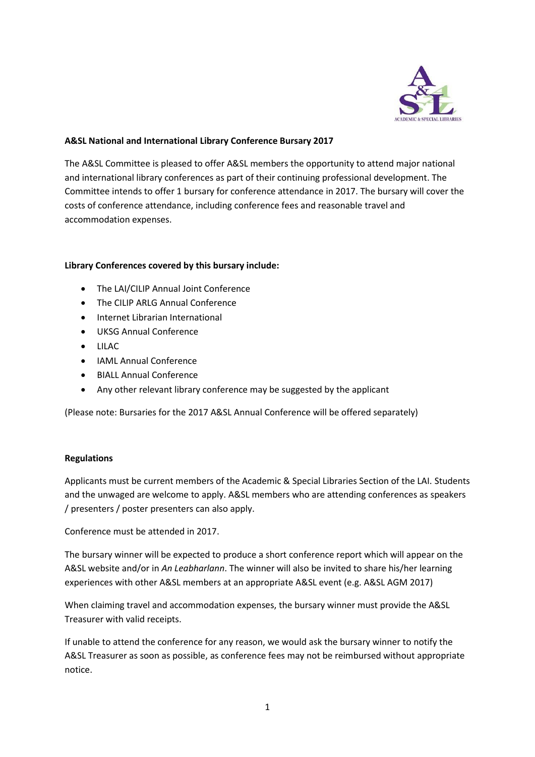**A&SL National and International Library Conference Bursary 2017**

The A&SL Committee is pleased to offer A&SL members the opportunity to attend major national and international library conferences as part of their continuing professional development. The Committee intends to offer 1 bursary for conference attendance in 2017. The bursary will cover the costs of conference attendance, including conference fees and reasonable travel and accommodation expenses.

**Library Conferences covered by this bursary include:**

- The LAI/CILIP Annual Joint Conference
- The CILIP ARLG Annual Conference
- Internet Librarian International
- UKSG Annual Conference
- LILAC
- IAML Annual Conference
- BIALL Annual Conference
- Any other relevant library conference may be suggested by the applicant

(Please note: Bursaries for the 2017 A&SL Annual Conference will be offered separately)

**Regulations**

Applicants must be current members of the Academic & Special Libraries Section of the LAI. Students and the unwaged are welcome to apply. A&SL members who are attending conferences as speakers / presenters / poster presenters can also apply.

Conference must be attended in 2017.

The bursary winner will be expected to produce a short conference report which will appear on the A&SL website and/or in *An Leabharlann*. The winner will also be invited to share his/her learning experiences with other A&SL members at an appropriate A&SL event (e.g. A&SL AGM 2017)

When claiming travel and accommodation expenses, the bursary winner must provide the A&SL Treasurer with valid receipts.

If unable to attend the conference for any reason, we would ask the bursary winner to notify the A&SL Treasurer as soon as possible, as conference fees may not be reimbursed without appropriate notice.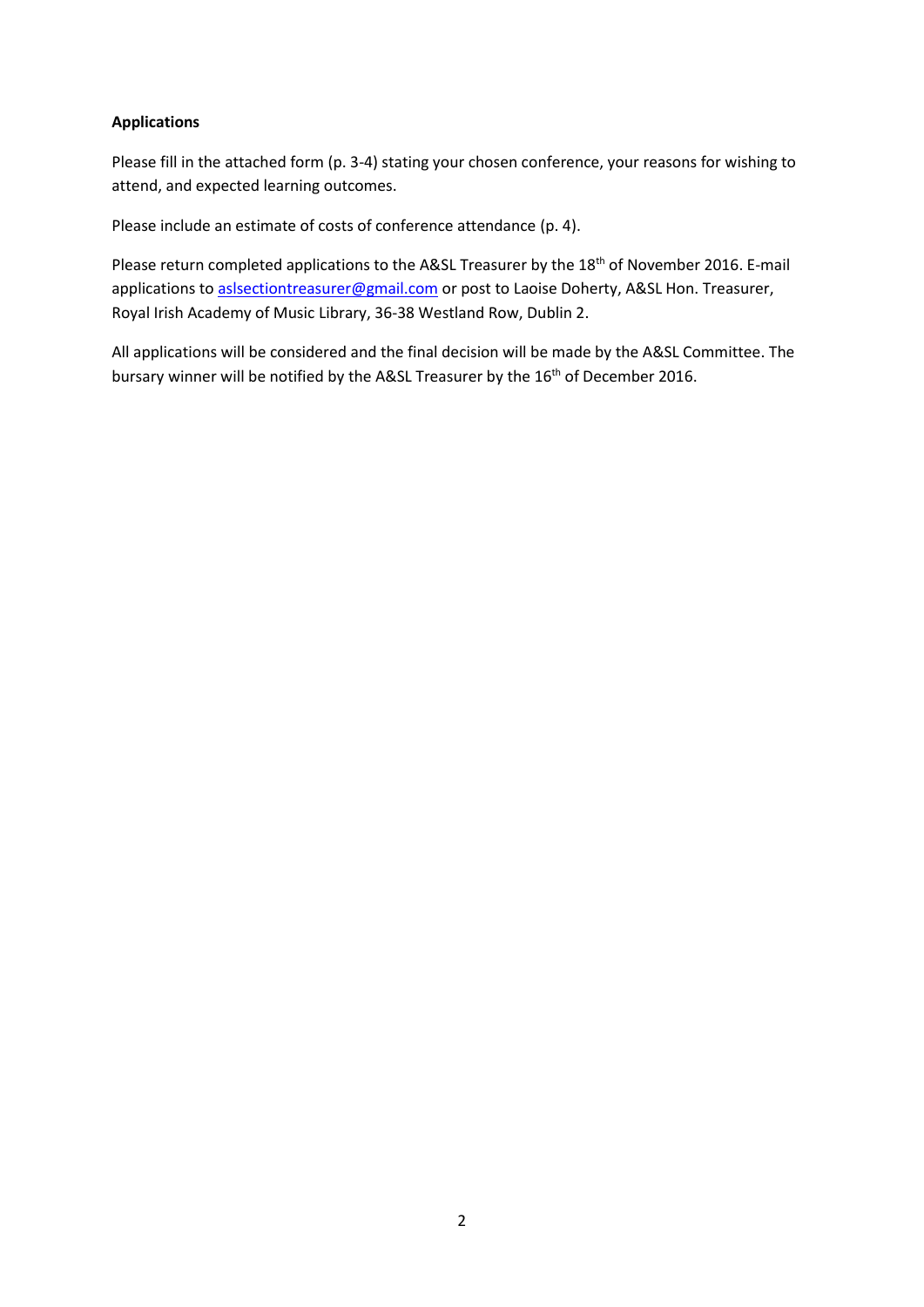**Applications**

Please fill in the attached form (p. 3-4) stating your chosen conference, your reasons for wishing to attend, and expected learning outcomes.

Please include an estimate of costs of conference attendance (p. 4).

Please return completed applications to the A&SL Treasurer by the 18th of November 2016. E-mail applications to aslsectiontreasurer@gmail.com or post to Laoise Doherty, A&SL Hon. Treasurer, Royal Irish Academy of Music Library, 36-38 Westland Row, Dublin 2.

All applications will be considered and the final decision will be made by the A&SL Committee. The bursary winner will be notified by the A&SL Treasurer by the 16th of December 2016.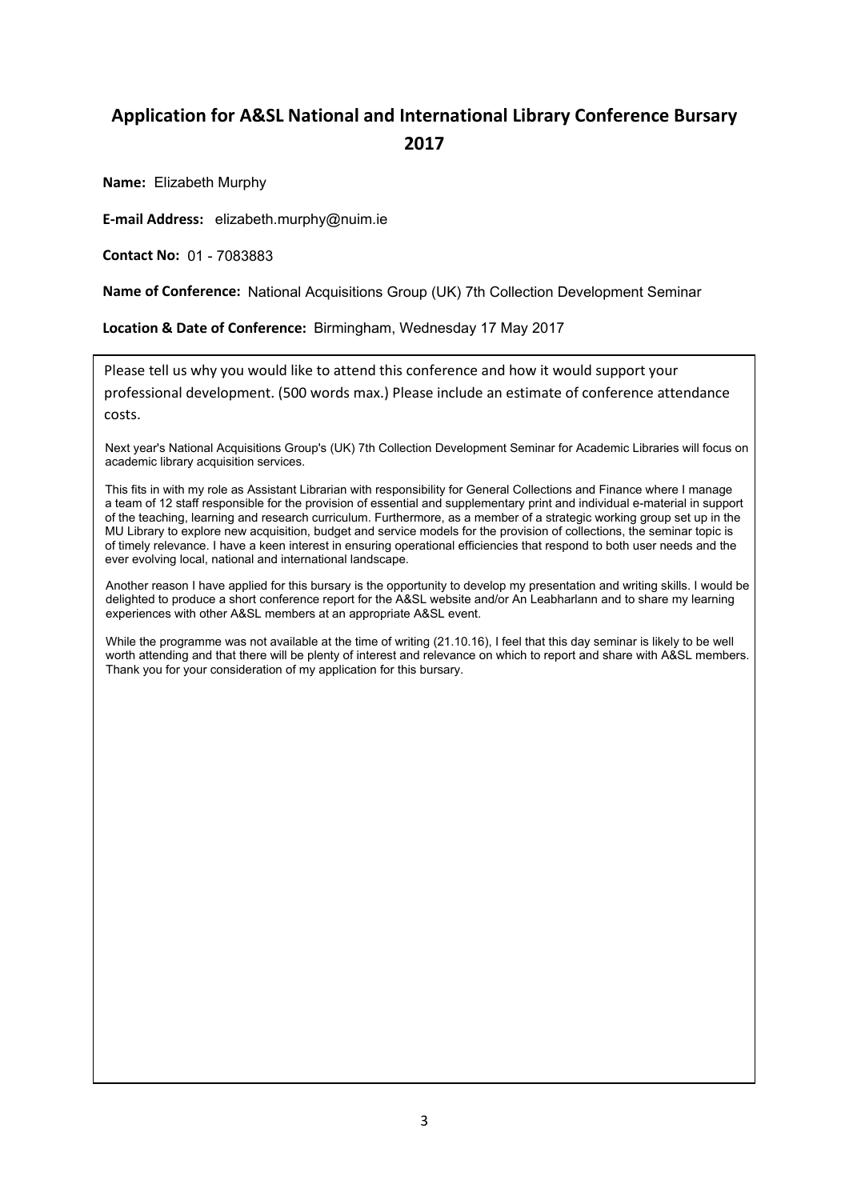# Application for A&SL National and International Library Conference Bursary 2017

**Name:** Elizabeth Murphy

**E-mail Address:** elizabeth.murphy@nuim.ie

**Contact No:** 01 - 7083883

**Name of Conference:** National Acquisitions Group (UK) 7th Collection Development Seminar

**Location & Date of Conference:** Birmingham, Wednesday 17 May 2017

Please tell us why you would like to attend this conference and how it would support your professional development. (500 words max.) Please include an estimate of conference attendance costs.

Next year's National Acquisitions Group's (UK) 7th Collection Development Seminar for Academic Libraries will focus on academic library acquisition services.

This fits in with my role as Assistant Librarian with responsibility for General Collections and Finance where I manage a team of 12 staff responsible for the provision of essential and supplementary print and individual e-material in support of the teaching, learning and research curriculum. Furthermore, as a member of a strategic working group set up in the MU Library to explore new acquisition, budget and service models for the provision of collections, the seminar topic is of timely relevance. I have a keen interest in ensuring operational efficiencies that respond to both user needs and the ever evolving local, national and international landscape.

Another reason I have applied for this bursary is the opportunity to develop my presentation and writing skills. I would be delighted to produce a short conference report for the A&SL website and/or An Leabharlann and to share my learning experiences with other A&SL members at an appropriate A&SL event.

While the programme was not available at the time of writing (21.10.16), I feel that this day seminar is likely to be well worth attending and that there will be plenty of interest and relevance on which to report and share with A&SL members. Thank you for your consideration of my application for this bursary.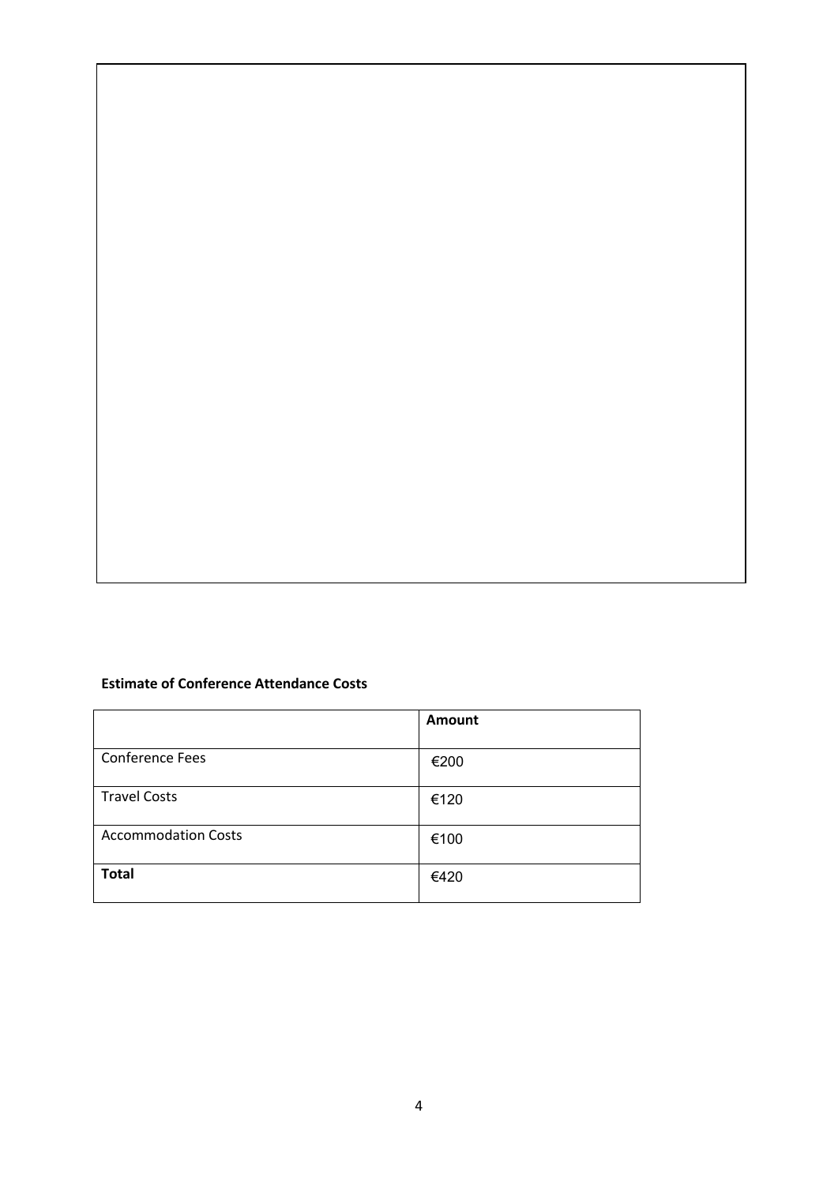**Estimate of Conference Attendance Costs**

| | Amount |
|---|---|
| Conference Fees | €200 |
| Travel Costs | €120 |
| Accommodation Costs | €100 |
| **Total** | €420 |